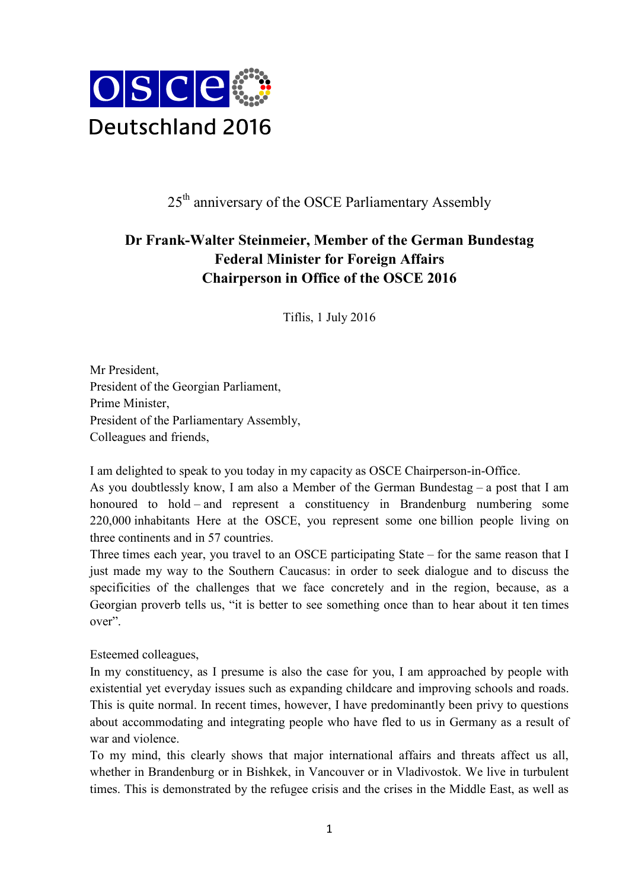OSCE Deutschland 2016

25th anniversary of the OSCE Parliamentary Assembly

**Dr Frank-Walter Steinmeier, Member of the German Bundestag**
**Federal Minister for Foreign Affairs**
**Chairperson in Office of the OSCE 2016**

Tiflis, 1 July 2016

Mr President,
President of the Georgian Parliament,
Prime Minister,
President of the Parliamentary Assembly,
Colleagues and friends,

I am delighted to speak to you today in my capacity as OSCE Chairperson-in-Office.
As you doubtlessly know, I am also a Member of the German Bundestag – a post that I am honoured to hold – and represent a constituency in Brandenburg numbering some 220,000 inhabitants Here at the OSCE, you represent some one billion people living on three continents and in 57 countries.
Three times each year, you travel to an OSCE participating State – for the same reason that I just made my way to the Southern Caucasus: in order to seek dialogue and to discuss the specificities of the challenges that we face concretely and in the region, because, as a Georgian proverb tells us, "it is better to see something once than to hear about it ten times over".

Esteemed colleagues,
In my constituency, as I presume is also the case for you, I am approached by people with existential yet everyday issues such as expanding childcare and improving schools and roads. This is quite normal. In recent times, however, I have predominantly been privy to questions about accommodating and integrating people who have fled to us in Germany as a result of war and violence.
To my mind, this clearly shows that major international affairs and threats affect us all, whether in Brandenburg or in Bishkek, in Vancouver or in Vladivostok. We live in turbulent times. This is demonstrated by the refugee crisis and the crises in the Middle East, as well as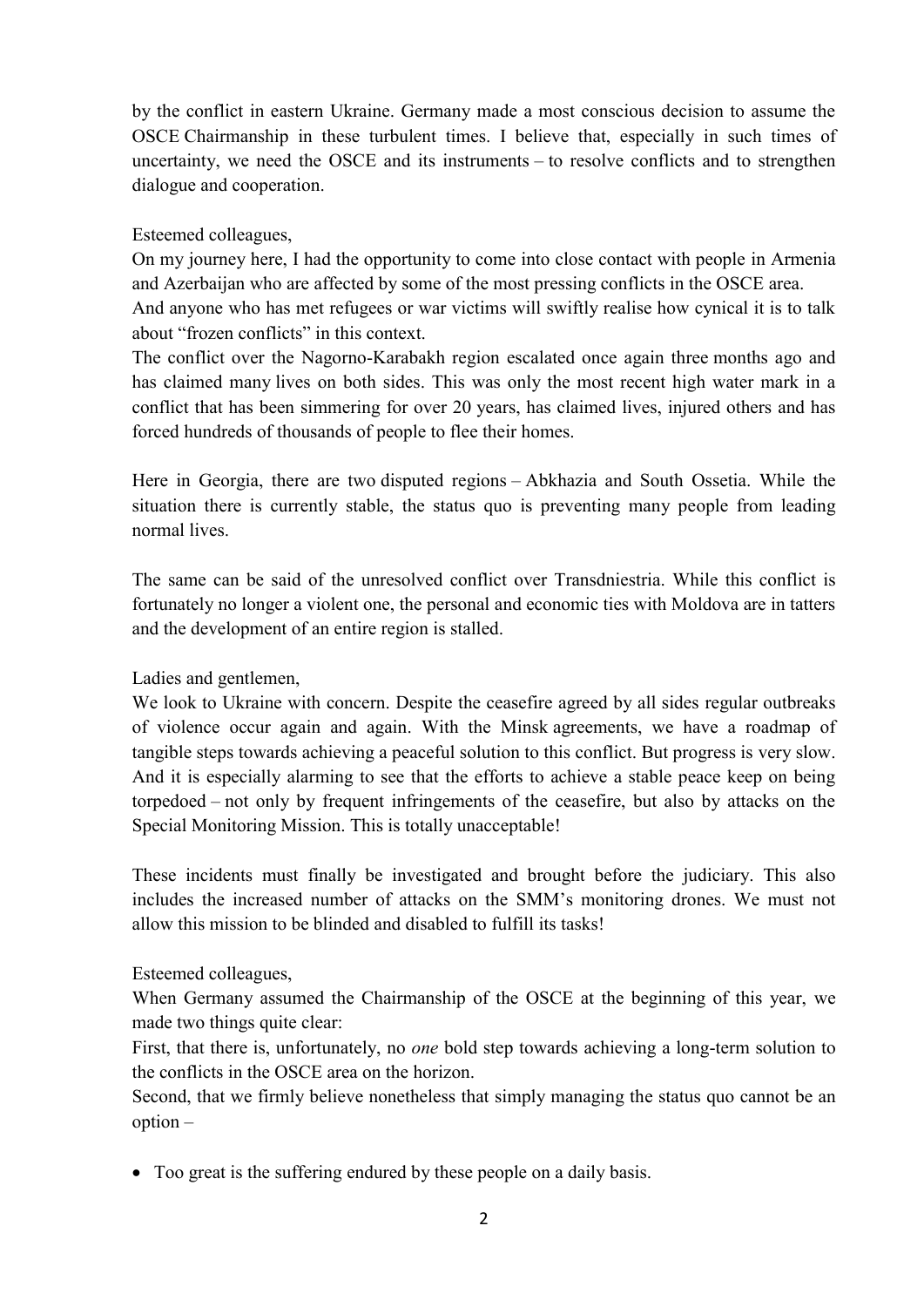by the conflict in eastern Ukraine. Germany made a most conscious decision to assume the OSCE Chairmanship in these turbulent times. I believe that, especially in such times of uncertainty, we need the OSCE and its instruments – to resolve conflicts and to strengthen dialogue and cooperation.

Esteemed colleagues,
On my journey here, I had the opportunity to come into close contact with people in Armenia and Azerbaijan who are affected by some of the most pressing conflicts in the OSCE area.
And anyone who has met refugees or war victims will swiftly realise how cynical it is to talk about "frozen conflicts" in this context.
The conflict over the Nagorno-Karabakh region escalated once again three months ago and has claimed many lives on both sides. This was only the most recent high water mark in a conflict that has been simmering for over 20 years, has claimed lives, injured others and has forced hundreds of thousands of people to flee their homes.

Here in Georgia, there are two disputed regions – Abkhazia and South Ossetia. While the situation there is currently stable, the status quo is preventing many people from leading normal lives.

The same can be said of the unresolved conflict over Transdniestria. While this conflict is fortunately no longer a violent one, the personal and economic ties with Moldova are in tatters and the development of an entire region is stalled.

Ladies and gentlemen,
We look to Ukraine with concern. Despite the ceasefire agreed by all sides regular outbreaks of violence occur again and again. With the Minsk agreements, we have a roadmap of tangible steps towards achieving a peaceful solution to this conflict. But progress is very slow. And it is especially alarming to see that the efforts to achieve a stable peace keep on being torpedoed – not only by frequent infringements of the ceasefire, but also by attacks on the Special Monitoring Mission. This is totally unacceptable!

These incidents must finally be investigated and brought before the judiciary. This also includes the increased number of attacks on the SMM's monitoring drones. We must not allow this mission to be blinded and disabled to fulfill its tasks!

Esteemed colleagues,
When Germany assumed the Chairmanship of the OSCE at the beginning of this year, we made two things quite clear:
First, that there is, unfortunately, no *one* bold step towards achieving a long-term solution to the conflicts in the OSCE area on the horizon.
Second, that we firmly believe nonetheless that simply managing the status quo cannot be an option –

- Too great is the suffering endured by these people on a daily basis.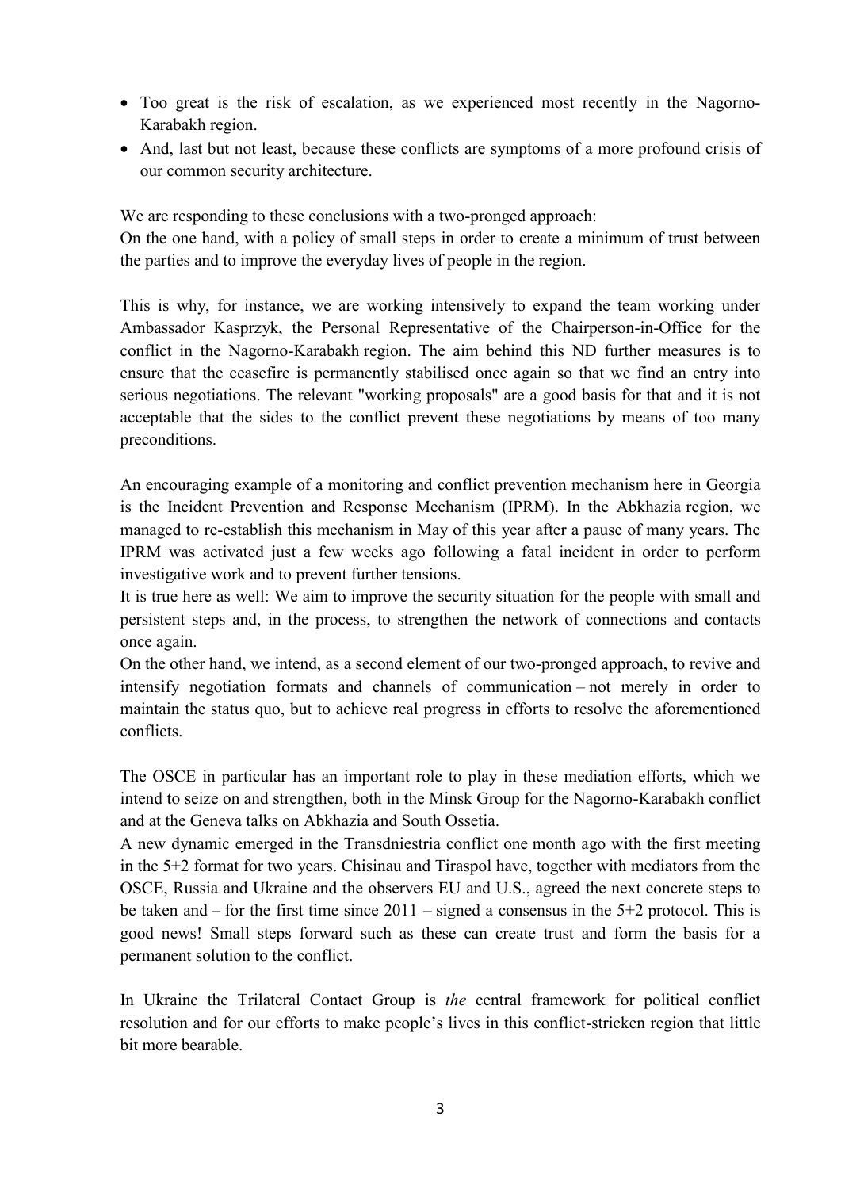- Too great is the risk of escalation, as we experienced most recently in the Nagorno-Karabakh region.
- And, last but not least, because these conflicts are symptoms of a more profound crisis of our common security architecture.

We are responding to these conclusions with a two-pronged approach:
On the one hand, with a policy of small steps in order to create a minimum of trust between the parties and to improve the everyday lives of people in the region.

This is why, for instance, we are working intensively to expand the team working under Ambassador Kasprzyk, the Personal Representative of the Chairperson-in-Office for the conflict in the Nagorno-Karabakh region. The aim behind this ND further measures is to ensure that the ceasefire is permanently stabilised once again so that we find an entry into serious negotiations. The relevant "working proposals" are a good basis for that and it is not acceptable that the sides to the conflict prevent these negotiations by means of too many preconditions.

An encouraging example of a monitoring and conflict prevention mechanism here in Georgia is the Incident Prevention and Response Mechanism (IPRM). In the Abkhazia region, we managed to re-establish this mechanism in May of this year after a pause of many years. The IPRM was activated just a few weeks ago following a fatal incident in order to perform investigative work and to prevent further tensions.
It is true here as well: We aim to improve the security situation for the people with small and persistent steps and, in the process, to strengthen the network of connections and contacts once again.
On the other hand, we intend, as a second element of our two-pronged approach, to revive and intensify negotiation formats and channels of communication – not merely in order to maintain the status quo, but to achieve real progress in efforts to resolve the aforementioned conflicts.

The OSCE in particular has an important role to play in these mediation efforts, which we intend to seize on and strengthen, both in the Minsk Group for the Nagorno-Karabakh conflict and at the Geneva talks on Abkhazia and South Ossetia.
A new dynamic emerged in the Transdniestria conflict one month ago with the first meeting in the 5+2 format for two years. Chisinau and Tiraspol have, together with mediators from the OSCE, Russia and Ukraine and the observers EU and U.S., agreed the next concrete steps to be taken and – for the first time since 2011 – signed a consensus in the 5+2 protocol. This is good news! Small steps forward such as these can create trust and form the basis for a permanent solution to the conflict.

In Ukraine the Trilateral Contact Group is *the* central framework for political conflict resolution and for our efforts to make people's lives in this conflict-stricken region that little bit more bearable.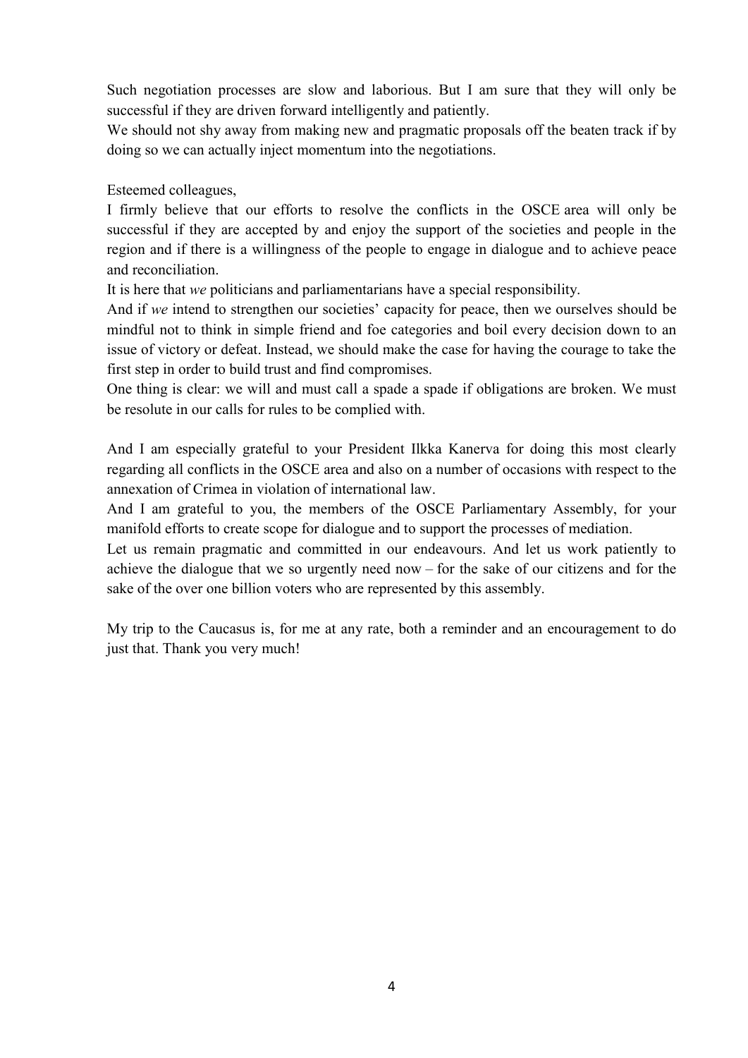Such negotiation processes are slow and laborious. But I am sure that they will only be successful if they are driven forward intelligently and patiently.

We should not shy away from making new and pragmatic proposals off the beaten track if by doing so we can actually inject momentum into the negotiations.

Esteemed colleagues,

I firmly believe that our efforts to resolve the conflicts in the OSCE area will only be successful if they are accepted by and enjoy the support of the societies and people in the region and if there is a willingness of the people to engage in dialogue and to achieve peace and reconciliation.

It is here that *we* politicians and parliamentarians have a special responsibility.

And if *we* intend to strengthen our societies' capacity for peace, then we ourselves should be mindful not to think in simple friend and foe categories and boil every decision down to an issue of victory or defeat. Instead, we should make the case for having the courage to take the first step in order to build trust and find compromises.

One thing is clear: we will and must call a spade a spade if obligations are broken. We must be resolute in our calls for rules to be complied with.

And I am especially grateful to your President Ilkka Kanerva for doing this most clearly regarding all conflicts in the OSCE area and also on a number of occasions with respect to the annexation of Crimea in violation of international law.

And I am grateful to you, the members of the OSCE Parliamentary Assembly, for your manifold efforts to create scope for dialogue and to support the processes of mediation.

Let us remain pragmatic and committed in our endeavours. And let us work patiently to achieve the dialogue that we so urgently need now – for the sake of our citizens and for the sake of the over one billion voters who are represented by this assembly.

My trip to the Caucasus is, for me at any rate, both a reminder and an encouragement to do just that. Thank you very much!